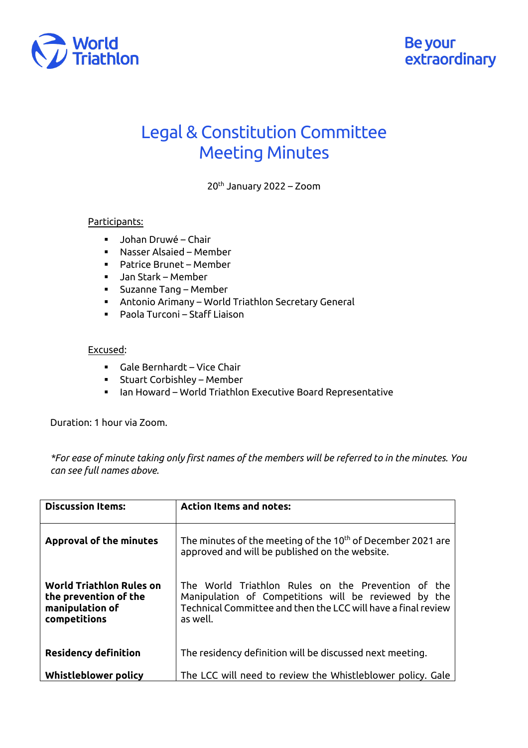World Triathlon

Be your extraordinary

# Legal & Constitution Committee Meeting Minutes

20th January 2022 – Zoom

Participants:

- Johan Druwé – Chair
- Nasser Alsaied – Member
- Patrice Brunet – Member
- Jan Stark – Member
- Suzanne Tang – Member
- Antonio Arimany – World Triathlon Secretary General
- Paola Turconi – Staff Liaison

Excused:

- Gale Bernhardt – Vice Chair
- Stuart Corbishley – Member
- Ian Howard – World Triathlon Executive Board Representative

Duration: 1 hour via Zoom.

*\*For ease of minute taking only first names of the members will be referred to in the minutes. You can see full names above.*

| Discussion Items: | Action Items and notes: |
|---|---|
| **Approval of the minutes** | The minutes of the meeting of the 10th of December 2021 are approved and will be published on the website. |
| **World Triathlon Rules on the prevention of the manipulation of competitions** | The World Triathlon Rules on the Prevention of the Manipulation of Competitions will be reviewed by the Technical Committee and then the LCC will have a final review as well. |
| **Residency definition** | The residency definition will be discussed next meeting. |
| **Whistleblower policy** | The LCC will need to review the Whistleblower policy. Gale |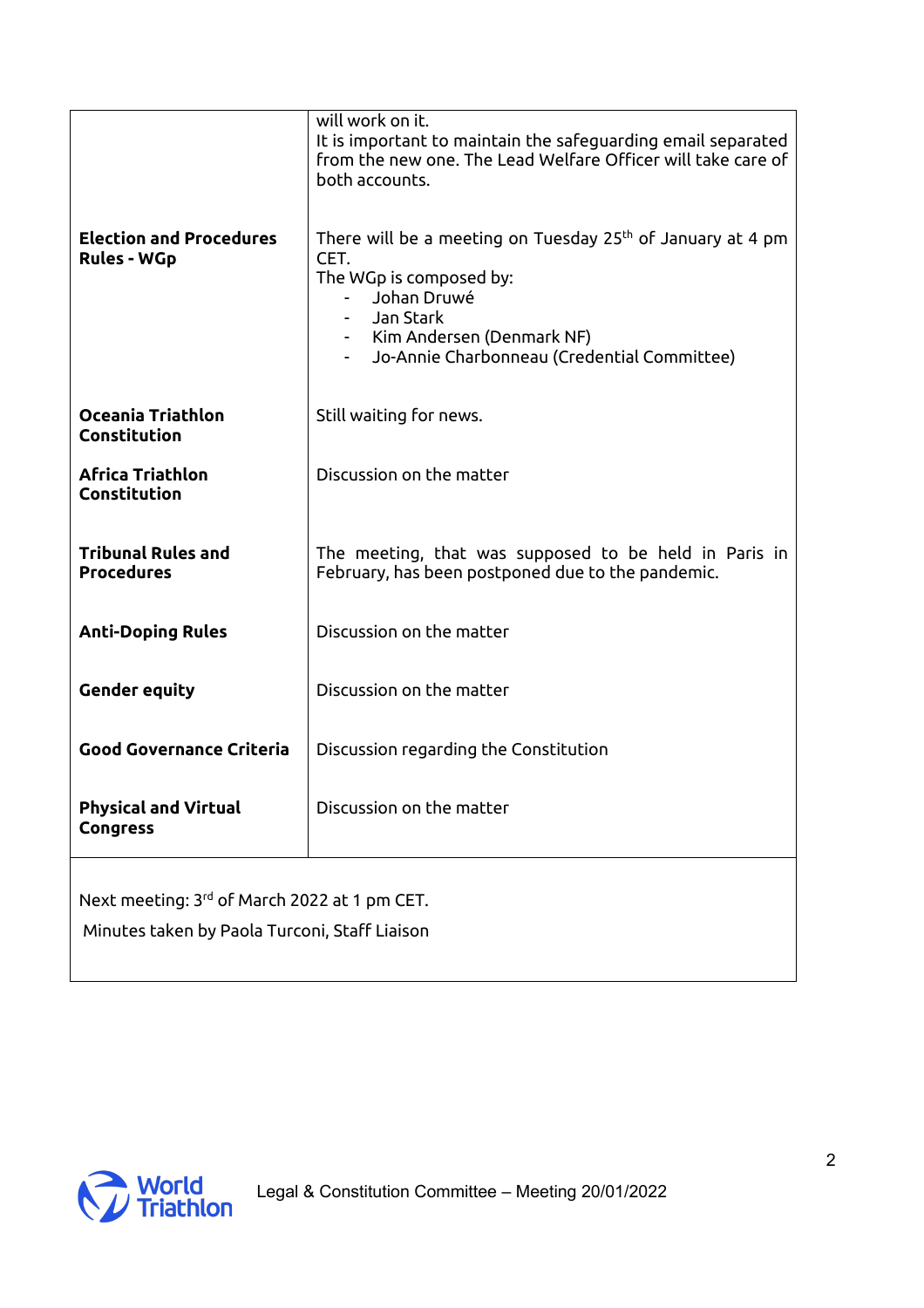| | |
|---|---|
| | will work on it.<br>It is important to maintain the safeguarding email separated from the new one. The Lead Welfare Officer will take care of both accounts. |
| **Election and Procedures Rules - WGp** | There will be a meeting on Tuesday 25th of January at 4 pm CET.<br>The WGp is composed by:<br>- Johan Druwé<br>- Jan Stark<br>- Kim Andersen (Denmark NF)<br>- Jo-Annie Charbonneau (Credential Committee) |
| **Oceania Triathlon Constitution** | Still waiting for news. |
| **Africa Triathlon Constitution** | Discussion on the matter |
| **Tribunal Rules and Procedures** | The meeting, that was supposed to be held in Paris in February, has been postponed due to the pandemic. |
| **Anti-Doping Rules** | Discussion on the matter |
| **Gender equity** | Discussion on the matter |
| **Good Governance Criteria** | Discussion regarding the Constitution |
| **Physical and Virtual Congress** | Discussion on the matter |

Next meeting: 3rd of March 2022 at 1 pm CET.

Minutes taken by Paola Turconi, Staff Liaison